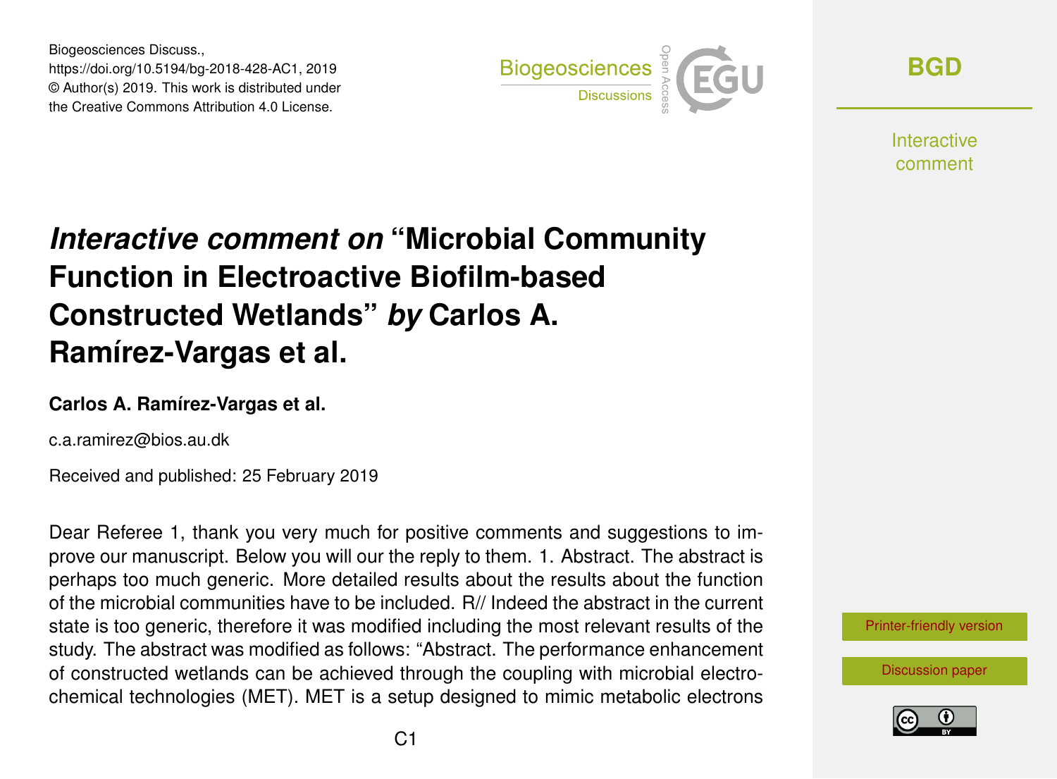Biogeosciences Discuss.,
https://doi.org/10.5194/bg-2018-428-AC1, 2019
© Author(s) 2019. This work is distributed under
the Creative Commons Attribution 4.0 License.

# *Interactive comment on* "Microbial Community Function in Electroactive Biofilm-based Constructed Wetlands" *by* Carlos A. Ramírez-Vargas et al.

**Carlos A. Ramírez-Vargas et al.**

c.a.ramirez@bios.au.dk

Received and published: 25 February 2019

Dear Referee 1, thank you very much for positive comments and suggestions to improve our manuscript. Below you will our the reply to them. 1. Abstract. The abstract is perhaps too much generic. More detailed results about the results about the function of the microbial communities have to be included. R// Indeed the abstract in the current state is too generic, therefore it was modified including the most relevant results of the study. The abstract was modified as follows: "Abstract. The performance enhancement of constructed wetlands can be achieved through the coupling with microbial electrochemical technologies (MET). MET is a setup designed to mimic metabolic electrons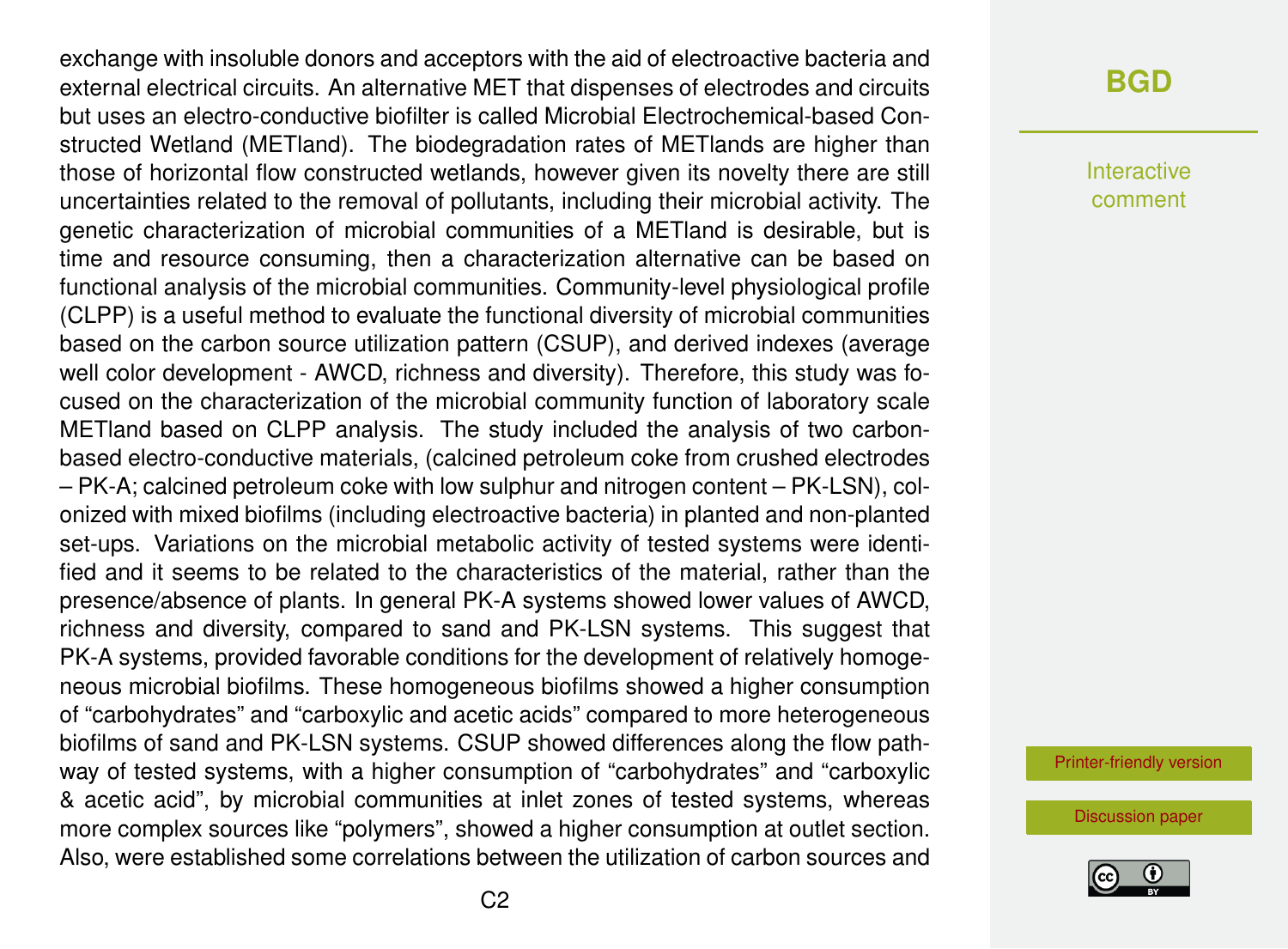exchange with insoluble donors and acceptors with the aid of electroactive bacteria and external electrical circuits. An alternative MET that dispenses of electrodes and circuits but uses an electro-conductive biofilter is called Microbial Electrochemical-based Constructed Wetland (METland). The biodegradation rates of METlands are higher than those of horizontal flow constructed wetlands, however given its novelty there are still uncertainties related to the removal of pollutants, including their microbial activity. The genetic characterization of microbial communities of a METland is desirable, but is time and resource consuming, then a characterization alternative can be based on functional analysis of the microbial communities. Community-level physiological profile (CLPP) is a useful method to evaluate the functional diversity of microbial communities based on the carbon source utilization pattern (CSUP), and derived indexes (average well color development - AWCD, richness and diversity). Therefore, this study was focused on the characterization of the microbial community function of laboratory scale METland based on CLPP analysis. The study included the analysis of two carbon-based electro-conductive materials, (calcined petroleum coke from crushed electrodes – PK-A; calcined petroleum coke with low sulphur and nitrogen content – PK-LSN), colonized with mixed biofilms (including electroactive bacteria) in planted and non-planted set-ups. Variations on the microbial metabolic activity of tested systems were identified and it seems to be related to the characteristics of the material, rather than the presence/absence of plants. In general PK-A systems showed lower values of AWCD, richness and diversity, compared to sand and PK-LSN systems. This suggest that PK-A systems, provided favorable conditions for the development of relatively homogeneous microbial biofilms. These homogeneous biofilms showed a higher consumption of "carbohydrates" and "carboxylic and acetic acids" compared to more heterogeneous biofilms of sand and PK-LSN systems. CSUP showed differences along the flow pathway of tested systems, with a higher consumption of "carbohydrates" and "carboxylic & acetic acid", by microbial communities at inlet zones of tested systems, whereas more complex sources like "polymers", showed a higher consumption at outlet section. Also, were established some correlations between the utilization of carbon sources and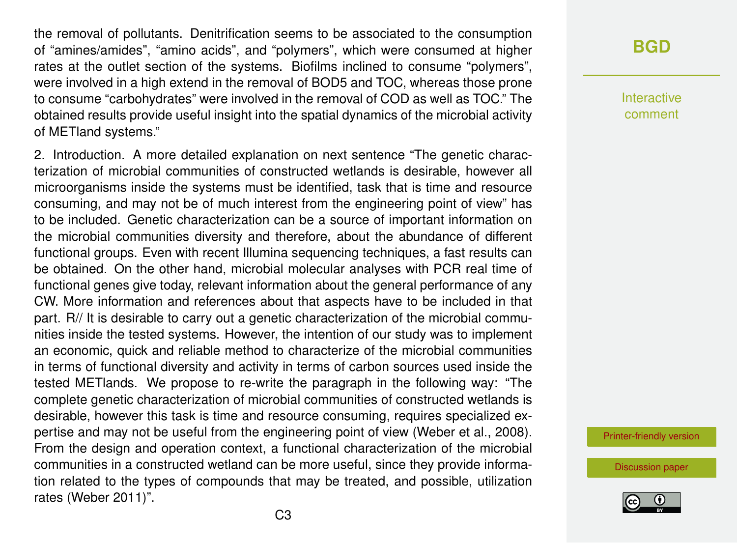the removal of pollutants. Denitrification seems to be associated to the consumption of “amines/amides”, “amino acids”, and “polymers”, which were consumed at higher rates at the outlet section of the systems. Biofilms inclined to consume “polymers”, were involved in a high extend in the removal of BOD5 and TOC, whereas those prone to consume “carbohydrates” were involved in the removal of COD as well as TOC.” The obtained results provide useful insight into the spatial dynamics of the microbial activity of METland systems.”

2. Introduction. A more detailed explanation on next sentence “The genetic characterization of microbial communities of constructed wetlands is desirable, however all microorganisms inside the systems must be identified, task that is time and resource consuming, and may not be of much interest from the engineering point of view” has to be included. Genetic characterization can be a source of important information on the microbial communities diversity and therefore, about the abundance of different functional groups. Even with recent Illumina sequencing techniques, a fast results can be obtained. On the other hand, microbial molecular analyses with PCR real time of functional genes give today, relevant information about the general performance of any CW. More information and references about that aspects have to be included in that part. R// It is desirable to carry out a genetic characterization of the microbial communities inside the tested systems. However, the intention of our study was to implement an economic, quick and reliable method to characterize of the microbial communities in terms of functional diversity and activity in terms of carbon sources used inside the tested METlands. We propose to re-write the paragraph in the following way: “The complete genetic characterization of microbial communities of constructed wetlands is desirable, however this task is time and resource consuming, requires specialized expertise and may not be useful from the engineering point of view (Weber et al., 2008). From the design and operation context, a functional characterization of the microbial communities in a constructed wetland can be more useful, since they provide information related to the types of compounds that may be treated, and possible, utilization rates (Weber 2011)”.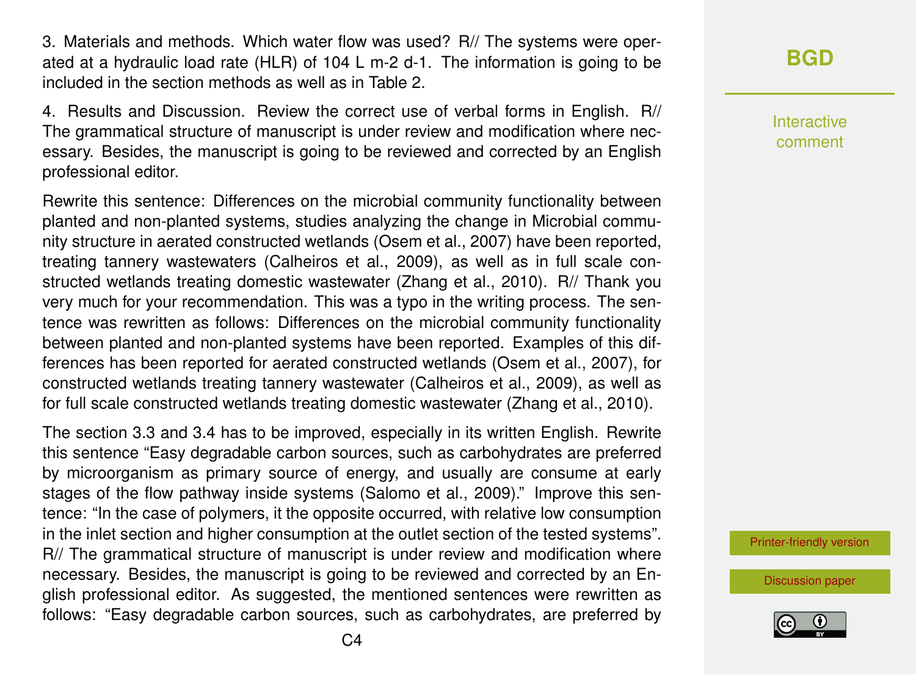3. Materials and methods. Which water flow was used? R// The systems were operated at a hydraulic load rate (HLR) of 104 L m-2 d-1. The information is going to be included in the section methods as well as in Table 2.

4. Results and Discussion. Review the correct use of verbal forms in English. R// The grammatical structure of manuscript is under review and modification where necessary. Besides, the manuscript is going to be reviewed and corrected by an English professional editor.

Rewrite this sentence: Differences on the microbial community functionality between planted and non-planted systems, studies analyzing the change in Microbial community structure in aerated constructed wetlands (Osem et al., 2007) have been reported, treating tannery wastewaters (Calheiros et al., 2009), as well as in full scale constructed wetlands treating domestic wastewater (Zhang et al., 2010). R// Thank you very much for your recommendation. This was a typo in the writing process. The sentence was rewritten as follows: Differences on the microbial community functionality between planted and non-planted systems have been reported. Examples of this differences has been reported for aerated constructed wetlands (Osem et al., 2007), for constructed wetlands treating tannery wastewater (Calheiros et al., 2009), as well as for full scale constructed wetlands treating domestic wastewater (Zhang et al., 2010).

The section 3.3 and 3.4 has to be improved, especially in its written English. Rewrite this sentence "Easy degradable carbon sources, such as carbohydrates are preferred by microorganism as primary source of energy, and usually are consume at early stages of the flow pathway inside systems (Salomo et al., 2009)." Improve this sentence: "In the case of polymers, it the opposite occurred, with relative low consumption in the inlet section and higher consumption at the outlet section of the tested systems". R// The grammatical structure of manuscript is under review and modification where necessary. Besides, the manuscript is going to be reviewed and corrected by an English professional editor. As suggested, the mentioned sentences were rewritten as follows: "Easy degradable carbon sources, such as carbohydrates, are preferred by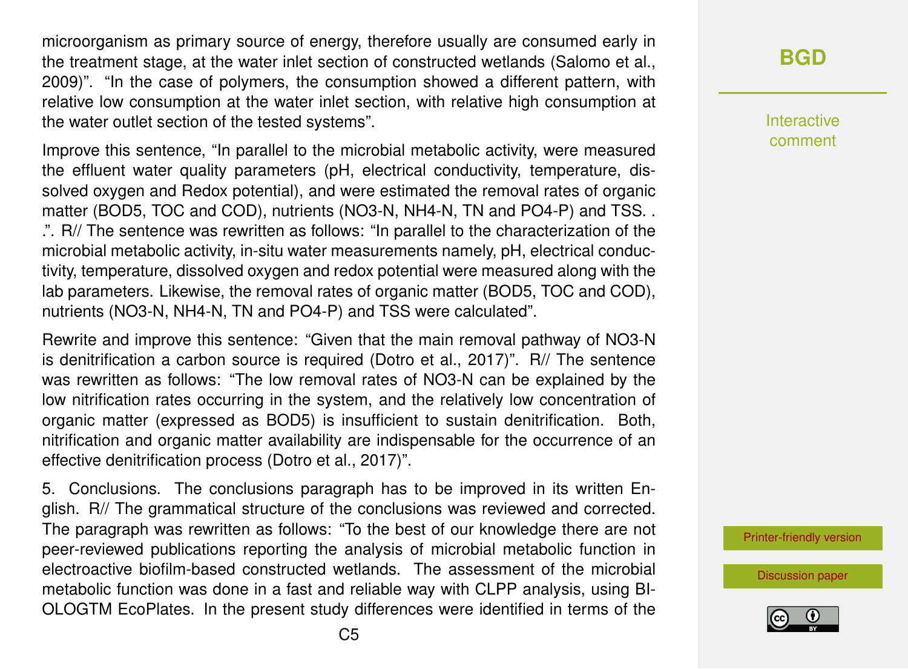microorganism as primary source of energy, therefore usually are consumed early in the treatment stage, at the water inlet section of constructed wetlands (Salomo et al., 2009)". "In the case of polymers, the consumption showed a different pattern, with relative low consumption at the water inlet section, with relative high consumption at the water outlet section of the tested systems".

Improve this sentence, "In parallel to the microbial metabolic activity, were measured the effluent water quality parameters (pH, electrical conductivity, temperature, dissolved oxygen and Redox potential), and were estimated the removal rates of organic matter (BOD5, TOC and COD), nutrients (NO3-N, NH4-N, TN and PO4-P) and TSS. . .". R// The sentence was rewritten as follows: "In parallel to the characterization of the microbial metabolic activity, in-situ water measurements namely, pH, electrical conductivity, temperature, dissolved oxygen and redox potential were measured along with the lab parameters. Likewise, the removal rates of organic matter (BOD5, TOC and COD), nutrients (NO3-N, NH4-N, TN and PO4-P) and TSS were calculated".

Rewrite and improve this sentence: "Given that the main removal pathway of NO3-N is denitrification a carbon source is required (Dotro et al., 2017)". R// The sentence was rewritten as follows: "The low removal rates of NO3-N can be explained by the low nitrification rates occurring in the system, and the relatively low concentration of organic matter (expressed as BOD5) is insufficient to sustain denitrification. Both, nitrification and organic matter availability are indispensable for the occurrence of an effective denitrification process (Dotro et al., 2017)".

5. Conclusions. The conclusions paragraph has to be improved in its written English. R// The grammatical structure of the conclusions was reviewed and corrected. The paragraph was rewritten as follows: "To the best of our knowledge there are not peer-reviewed publications reporting the analysis of microbial metabolic function in electroactive biofilm-based constructed wetlands. The assessment of the microbial metabolic function was done in a fast and reliable way with CLPP analysis, using BIOLOGTM EcoPlates. In the present study differences were identified in terms of the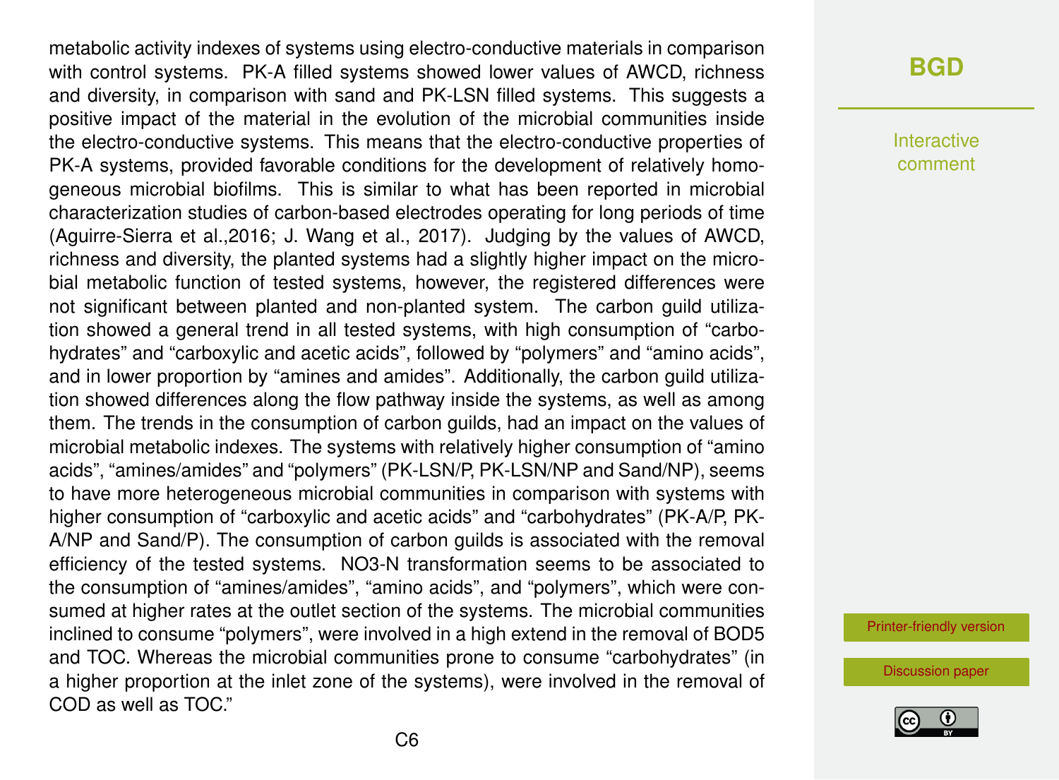metabolic activity indexes of systems using electro-conductive materials in comparison with control systems. PK-A filled systems showed lower values of AWCD, richness and diversity, in comparison with sand and PK-LSN filled systems. This suggests a positive impact of the material in the evolution of the microbial communities inside the electro-conductive systems. This means that the electro-conductive properties of PK-A systems, provided favorable conditions for the development of relatively homogeneous microbial biofilms. This is similar to what has been reported in microbial characterization studies of carbon-based electrodes operating for long periods of time (Aguirre-Sierra et al.,2016; J. Wang et al., 2017). Judging by the values of AWCD, richness and diversity, the planted systems had a slightly higher impact on the microbial metabolic function of tested systems, however, the registered differences were not significant between planted and non-planted system. The carbon guild utilization showed a general trend in all tested systems, with high consumption of "carbohydrates" and "carboxylic and acetic acids", followed by "polymers" and "amino acids", and in lower proportion by "amines and amides". Additionally, the carbon guild utilization showed differences along the flow pathway inside the systems, as well as among them. The trends in the consumption of carbon guilds, had an impact on the values of microbial metabolic indexes. The systems with relatively higher consumption of "amino acids", "amines/amides" and "polymers" (PK-LSN/P, PK-LSN/NP and Sand/NP), seems to have more heterogeneous microbial communities in comparison with systems with higher consumption of "carboxylic and acetic acids" and "carbohydrates" (PK-A/P, PK-A/NP and Sand/P). The consumption of carbon guilds is associated with the removal efficiency of the tested systems. $NO_3$-N transformation seems to be associated to the consumption of "amines/amides", "amino acids", and "polymers", which were consumed at higher rates at the outlet section of the systems. The microbial communities inclined to consume "polymers", were involved in a high extend in the removal of $BOD_5$ and TOC. Whereas the microbial communities prone to consume "carbohydrates" (in a higher proportion at the inlet zone of the systems), were involved in the removal of COD as well as TOC."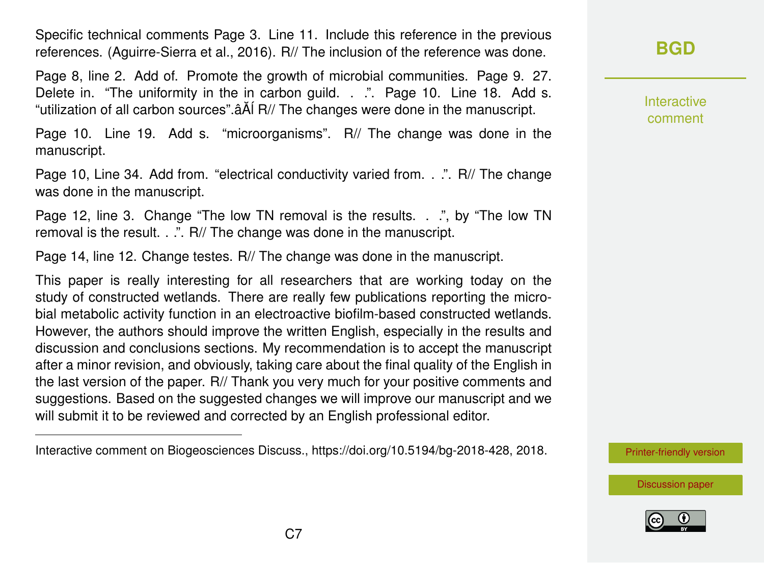Specific technical comments Page 3. Line 11. Include this reference in the previous references. (Aguirre-Sierra et al., 2016). R// The inclusion of the reference was done.

Page 8, line 2. Add of. Promote the growth of microbial communities. Page 9. 27. Delete in. "The uniformity in the in carbon guild. . .". Page 10. Line 18. Add s. "utilization of all carbon sources".âĂÍ R// The changes were done in the manuscript.

Page 10. Line 19. Add s. "microorganisms". R// The change was done in the manuscript.

Page 10, Line 34. Add from. "electrical conductivity varied from. . .". R// The change was done in the manuscript.

Page 12, line 3. Change "The low TN removal is the results. . .", by "The low TN removal is the result. . .". R// The change was done in the manuscript.

Page 14, line 12. Change testes. R// The change was done in the manuscript.

This paper is really interesting for all researchers that are working today on the study of constructed wetlands. There are really few publications reporting the microbial metabolic activity function in an electroactive biofilm-based constructed wetlands. However, the authors should improve the written English, especially in the results and discussion and conclusions sections. My recommendation is to accept the manuscript after a minor revision, and obviously, taking care about the final quality of the English in the last version of the paper. R// Thank you very much for your positive comments and suggestions. Based on the suggested changes we will improve our manuscript and we will submit it to be reviewed and corrected by an English professional editor.

---

Interactive comment on Biogeosciences Discuss., https://doi.org/10.5194/bg-2018-428, 2018.